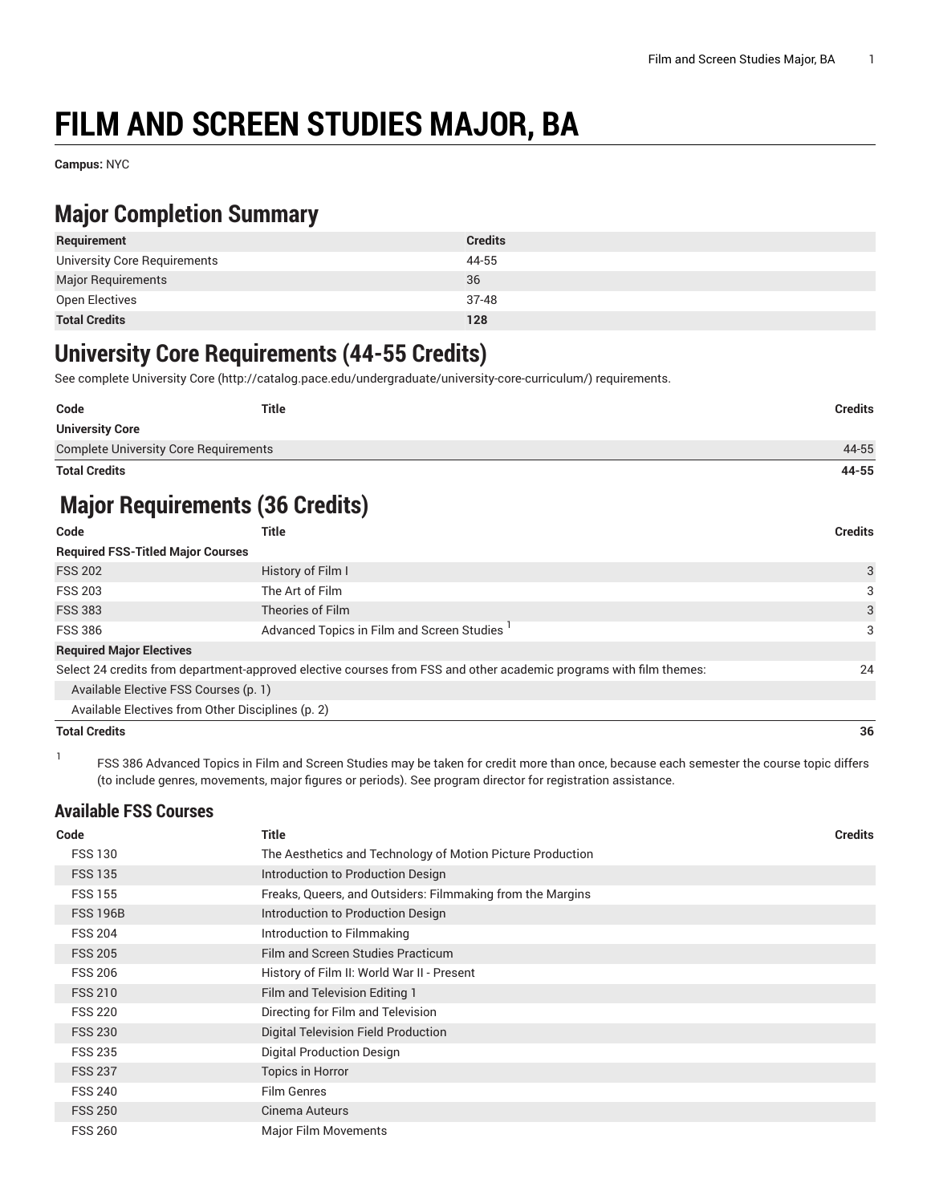# FILM AND SCREEN STUDIES MAJOR, BA

**Campus:** NYC

## Major Completion Summary

| Requirement | Credits |
|---|---|
| University Core Requirements | 44-55 |
| Major Requirements | 36 |
| Open Electives | 37-48 |
| **Total Credits** | **128** |

## University Core Requirements (44-55 Credits)

See complete University Core (http://catalog.pace.edu/undergraduate/university-core-curriculum/) requirements.

| Code | Title | Credits |
|---|---|---|
| **University Core** | | |
| Complete University Core Requirements | | 44-55 |
| **Total Credits** | | **44-55** |

## Major Requirements (36 Credits)

| Code | Title | Credits |
|---|---|---|
| **Required FSS-Titled Major Courses** | | |
| FSS 202 | History of Film I | 3 |
| FSS 203 | The Art of Film | 3 |
| FSS 383 | Theories of Film | 3 |
| FSS 386 | Advanced Topics in Film and Screen Studies [1] | 3 |
| **Required Major Electives** | | |
| Select 24 credits from department-approved elective courses from FSS and other academic programs with film themes: | | 24 |
| Available Elective FSS Courses (p. 1) | | |
| Available Electives from Other Disciplines (p. 2) | | |
| **Total Credits** | | **36** |

[1] FSS 386 Advanced Topics in Film and Screen Studies may be taken for credit more than once, because each semester the course topic differs (to include genres, movements, major figures or periods). See program director for registration assistance.

### Available FSS Courses

| Code | Title | Credits |
|---|---|---|
| FSS 130 | The Aesthetics and Technology of Motion Picture Production | |
| FSS 135 | Introduction to Production Design | |
| FSS 155 | Freaks, Queers, and Outsiders: Filmmaking from the Margins | |
| FSS 196B | Introduction to Production Design | |
| FSS 204 | Introduction to Filmmaking | |
| FSS 205 | Film and Screen Studies Practicum | |
| FSS 206 | History of Film II: World War II - Present | |
| FSS 210 | Film and Television Editing 1 | |
| FSS 220 | Directing for Film and Television | |
| FSS 230 | Digital Television Field Production | |
| FSS 235 | Digital Production Design | |
| FSS 237 | Topics in Horror | |
| FSS 240 | Film Genres | |
| FSS 250 | Cinema Auteurs | |
| FSS 260 | Major Film Movements | |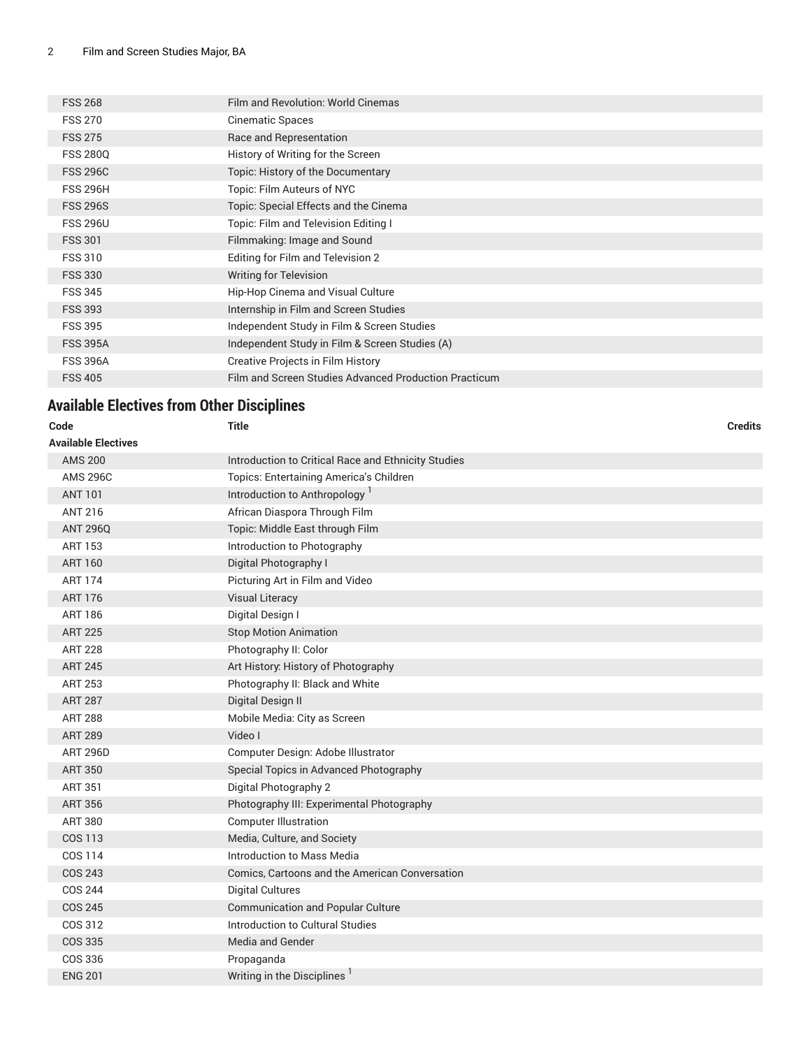| | | |
|---|---|---|
| FSS 268 | Film and Revolution: World Cinemas | |
| FSS 270 | Cinematic Spaces | |
| FSS 275 | Race and Representation | |
| FSS 280Q | History of Writing for the Screen | |
| FSS 296C | Topic: History of the Documentary | |
| FSS 296H | Topic: Film Auteurs of NYC | |
| FSS 296S | Topic: Special Effects and the Cinema | |
| FSS 296U | Topic: Film and Television Editing I | |
| FSS 301 | Filmmaking: Image and Sound | |
| FSS 310 | Editing for Film and Television 2 | |
| FSS 330 | Writing for Television | |
| FSS 345 | Hip-Hop Cinema and Visual Culture | |
| FSS 393 | Internship in Film and Screen Studies | |
| FSS 395 | Independent Study in Film & Screen Studies | |
| FSS 395A | Independent Study in Film & Screen Studies (A) | |
| FSS 396A | Creative Projects in Film History | |
| FSS 405 | Film and Screen Studies Advanced Production Practicum | |

## Available Electives from Other Disciplines

| Code | Title | Credits |
|---|---|---|
| **Available Electives** | | |
| AMS 200 | Introduction to Critical Race and Ethnicity Studies | |
| AMS 296C | Topics: Entertaining America's Children | |
| ANT 101 | Introduction to Anthropology [1] | |
| ANT 216 | African Diaspora Through Film | |
| ANT 296Q | Topic: Middle East through Film | |
| ART 153 | Introduction to Photography | |
| ART 160 | Digital Photography I | |
| ART 174 | Picturing Art in Film and Video | |
| ART 176 | Visual Literacy | |
| ART 186 | Digital Design I | |
| ART 225 | Stop Motion Animation | |
| ART 228 | Photography II: Color | |
| ART 245 | Art History: History of Photography | |
| ART 253 | Photography II: Black and White | |
| ART 287 | Digital Design II | |
| ART 288 | Mobile Media: City as Screen | |
| ART 289 | Video I | |
| ART 296D | Computer Design: Adobe Illustrator | |
| ART 350 | Special Topics in Advanced Photography | |
| ART 351 | Digital Photography 2 | |
| ART 356 | Photography III: Experimental Photography | |
| ART 380 | Computer Illustration | |
| COS 113 | Media, Culture, and Society | |
| COS 114 | Introduction to Mass Media | |
| COS 243 | Comics, Cartoons and the American Conversation | |
| COS 244 | Digital Cultures | |
| COS 245 | Communication and Popular Culture | |
| COS 312 | Introduction to Cultural Studies | |
| COS 335 | Media and Gender | |
| COS 336 | Propaganda | |
| ENG 201 | Writing in the Disciplines [1] | |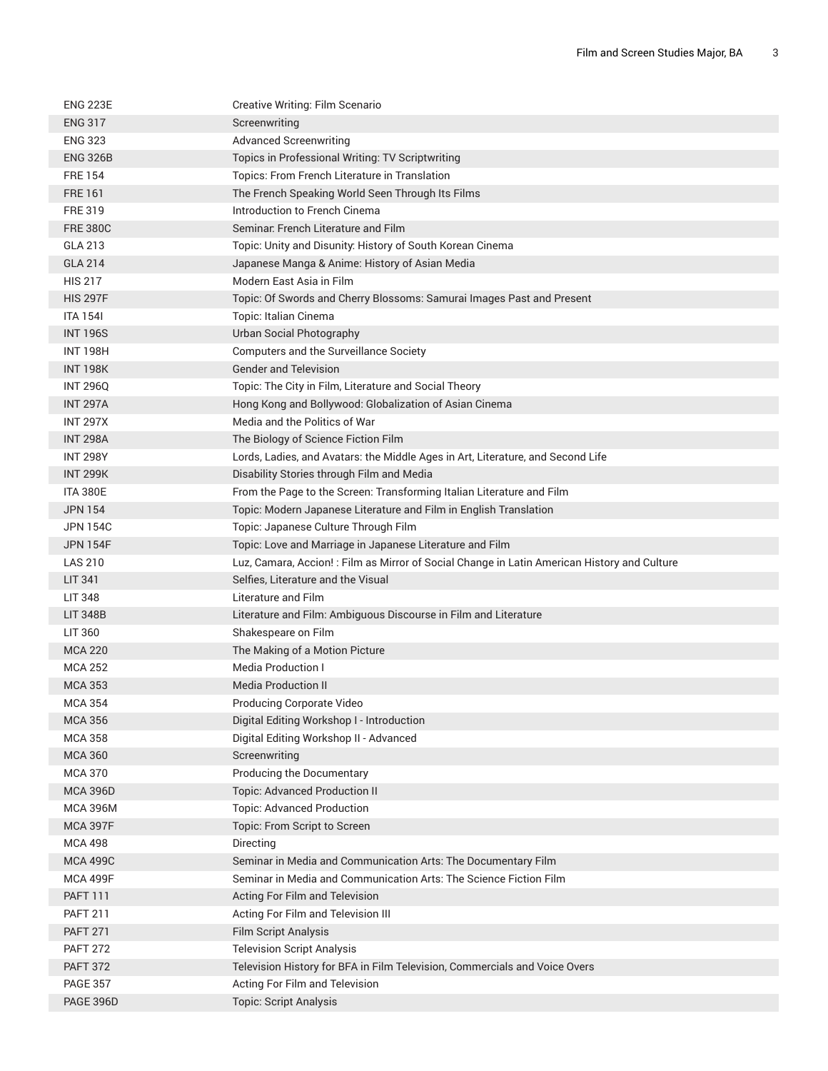| | |
|---|---|
| ENG 223E | Creative Writing: Film Scenario |
| ENG 317 | Screenwriting |
| ENG 323 | Advanced Screenwriting |
| ENG 326B | Topics in Professional Writing: TV Scriptwriting |
| FRE 154 | Topics: From French Literature in Translation |
| FRE 161 | The French Speaking World Seen Through Its Films |
| FRE 319 | Introduction to French Cinema |
| FRE 380C | Seminar: French Literature and Film |
| GLA 213 | Topic: Unity and Disunity: History of South Korean Cinema |
| GLA 214 | Japanese Manga & Anime: History of Asian Media |
| HIS 217 | Modern East Asia in Film |
| HIS 297F | Topic: Of Swords and Cherry Blossoms: Samurai Images Past and Present |
| ITA 154I | Topic: Italian Cinema |
| INT 196S | Urban Social Photography |
| INT 198H | Computers and the Surveillance Society |
| INT 198K | Gender and Television |
| INT 296Q | Topic: The City in Film, Literature and Social Theory |
| INT 297A | Hong Kong and Bollywood: Globalization of Asian Cinema |
| INT 297X | Media and the Politics of War |
| INT 298A | The Biology of Science Fiction Film |
| INT 298Y | Lords, Ladies, and Avatars: the Middle Ages in Art, Literature, and Second Life |
| INT 299K | Disability Stories through Film and Media |
| ITA 380E | From the Page to the Screen: Transforming Italian Literature and Film |
| JPN 154 | Topic: Modern Japanese Literature and Film in English Translation |
| JPN 154C | Topic: Japanese Culture Through Film |
| JPN 154F | Topic: Love and Marriage in Japanese Literature and Film |
| LAS 210 | Luz, Camara, Accion! : Film as Mirror of Social Change in Latin American History and Culture |
| LIT 341 | Selfies, Literature and the Visual |
| LIT 348 | Literature and Film |
| LIT 348B | Literature and Film: Ambiguous Discourse in Film and Literature |
| LIT 360 | Shakespeare on Film |
| MCA 220 | The Making of a Motion Picture |
| MCA 252 | Media Production I |
| MCA 353 | Media Production II |
| MCA 354 | Producing Corporate Video |
| MCA 356 | Digital Editing Workshop I - Introduction |
| MCA 358 | Digital Editing Workshop II - Advanced |
| MCA 360 | Screenwriting |
| MCA 370 | Producing the Documentary |
| MCA 396D | Topic: Advanced Production II |
| MCA 396M | Topic: Advanced Production |
| MCA 397F | Topic: From Script to Screen |
| MCA 498 | Directing |
| MCA 499C | Seminar in Media and Communication Arts: The Documentary Film |
| MCA 499F | Seminar in Media and Communication Arts: The Science Fiction Film |
| PAFT 111 | Acting For Film and Television |
| PAFT 211 | Acting For Film and Television III |
| PAFT 271 | Film Script Analysis |
| PAFT 272 | Television Script Analysis |
| PAFT 372 | Television History for BFA in Film Television, Commercials and Voice Overs |
| PAGE 357 | Acting For Film and Television |
| PAGE 396D | Topic: Script Analysis |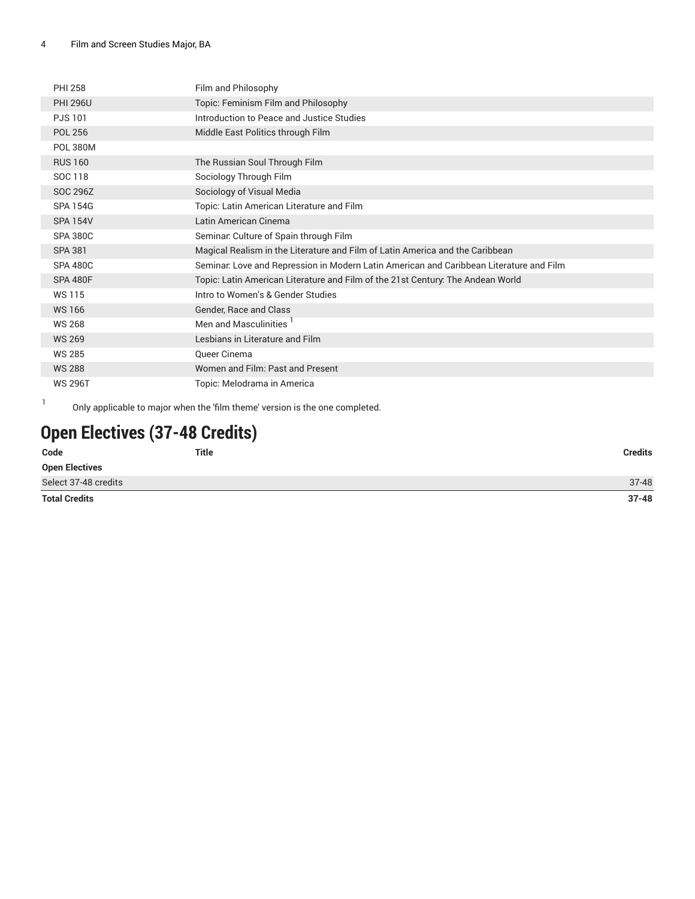| | |
|---|---|
| PHI 258 | Film and Philosophy |
| PHI 296U | Topic: Feminism Film and Philosophy |
| PJS 101 | Introduction to Peace and Justice Studies |
| POL 256 | Middle East Politics through Film |
| POL 380M | |
| RUS 160 | The Russian Soul Through Film |
| SOC 118 | Sociology Through Film |
| SOC 296Z | Sociology of Visual Media |
| SPA 154G | Topic: Latin American Literature and Film |
| SPA 154V | Latin American Cinema |
| SPA 380C | Seminar: Culture of Spain through Film |
| SPA 381 | Magical Realism in the Literature and Film of Latin America and the Caribbean |
| SPA 480C | Seminar: Love and Repression in Modern Latin American and Caribbean Literature and Film |
| SPA 480F | Topic: Latin American Literature and Film of the 21st Century: The Andean World |
| WS 115 | Intro to Women's & Gender Studies |
| WS 166 | Gender, Race and Class |
| WS 268 | Men and Masculinities [1] |
| WS 269 | Lesbians in Literature and Film |
| WS 285 | Queer Cinema |
| WS 288 | Women and Film: Past and Present |
| WS 296T | Topic: Melodrama in America |

[1] Only applicable to major when the 'film theme' version is the one completed.

## Open Electives (37-48 Credits)

| Code | Title | Credits |
|---|---|---|
| **Open Electives** | | |
| Select 37-48 credits | | 37-48 |
| **Total Credits** | | **37-48** |